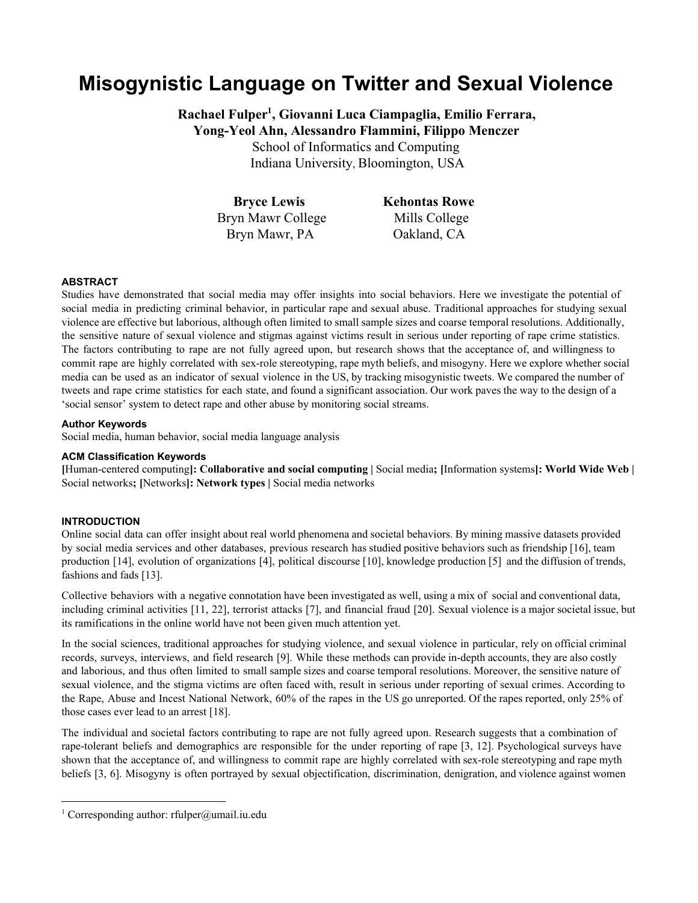# Misogynistic Language on Twitter and Sexual Violence

**Rachael Fulper[1], Giovanni Luca Ciampaglia, Emilio Ferrara, Yong-Yeol Ahn, Alessandro Flammini, Filippo Menczer**
School of Informatics and Computing
Indiana University, Bloomington, USA

**Bryce Lewis**
Bryn Mawr College
Bryn Mawr, PA

**Kehontas Rowe**
Mills College
Oakland, CA

### ABSTRACT

Studies have demonstrated that social media may offer insights into social behaviors. Here we investigate the potential of social media in predicting criminal behavior, in particular rape and sexual abuse. Traditional approaches for studying sexual violence are effective but laborious, although often limited to small sample sizes and coarse temporal resolutions. Additionally, the sensitive nature of sexual violence and stigmas against victims result in serious under reporting of rape crime statistics. The factors contributing to rape are not fully agreed upon, but research shows that the acceptance of, and willingness to commit rape are highly correlated with sex-role stereotyping, rape myth beliefs, and misogyny. Here we explore whether social media can be used as an indicator of sexual violence in the US, by tracking misogynistic tweets. We compared the number of tweets and rape crime statistics for each state, and found a significant association. Our work paves the way to the design of a 'social sensor' system to detect rape and other abuse by monitoring social streams.

#### Author Keywords

Social media, human behavior, social media language analysis

#### ACM Classification Keywords

**[**Human-centered computing**]: Collaborative and social computing |** Social media**; [**Information systems**]: World Wide Web |** Social networks**; [**Networks**]: Network types |** Social media networks

### INTRODUCTION

Online social data can offer insight about real world phenomena and societal behaviors. By mining massive datasets provided by social media services and other databases, previous research has studied positive behaviors such as friendship [16], team production [14], evolution of organizations [4], political discourse [10], knowledge production [5] and the diffusion of trends, fashions and fads [13].

Collective behaviors with a negative connotation have been investigated as well, using a mix of social and conventional data, including criminal activities [11, 22], terrorist attacks [7], and financial fraud [20]. Sexual violence is a major societal issue, but its ramifications in the online world have not been given much attention yet.

In the social sciences, traditional approaches for studying violence, and sexual violence in particular, rely on official criminal records, surveys, interviews, and field research [9]. While these methods can provide in-depth accounts, they are also costly and laborious, and thus often limited to small sample sizes and coarse temporal resolutions. Moreover, the sensitive nature of sexual violence, and the stigma victims are often faced with, result in serious under reporting of sexual crimes. According to the Rape, Abuse and Incest National Network, 60% of the rapes in the US go unreported. Of the rapes reported, only 25% of those cases ever lead to an arrest [18].

The individual and societal factors contributing to rape are not fully agreed upon. Research suggests that a combination of rape-tolerant beliefs and demographics are responsible for the under reporting of rape [3, 12]. Psychological surveys have shown that the acceptance of, and willingness to commit rape are highly correlated with sex-role stereotyping and rape myth beliefs [3, 6]. Misogyny is often portrayed by sexual objectification, discrimination, denigration, and violence against women

[1] Corresponding author: rfulper@umail.iu.edu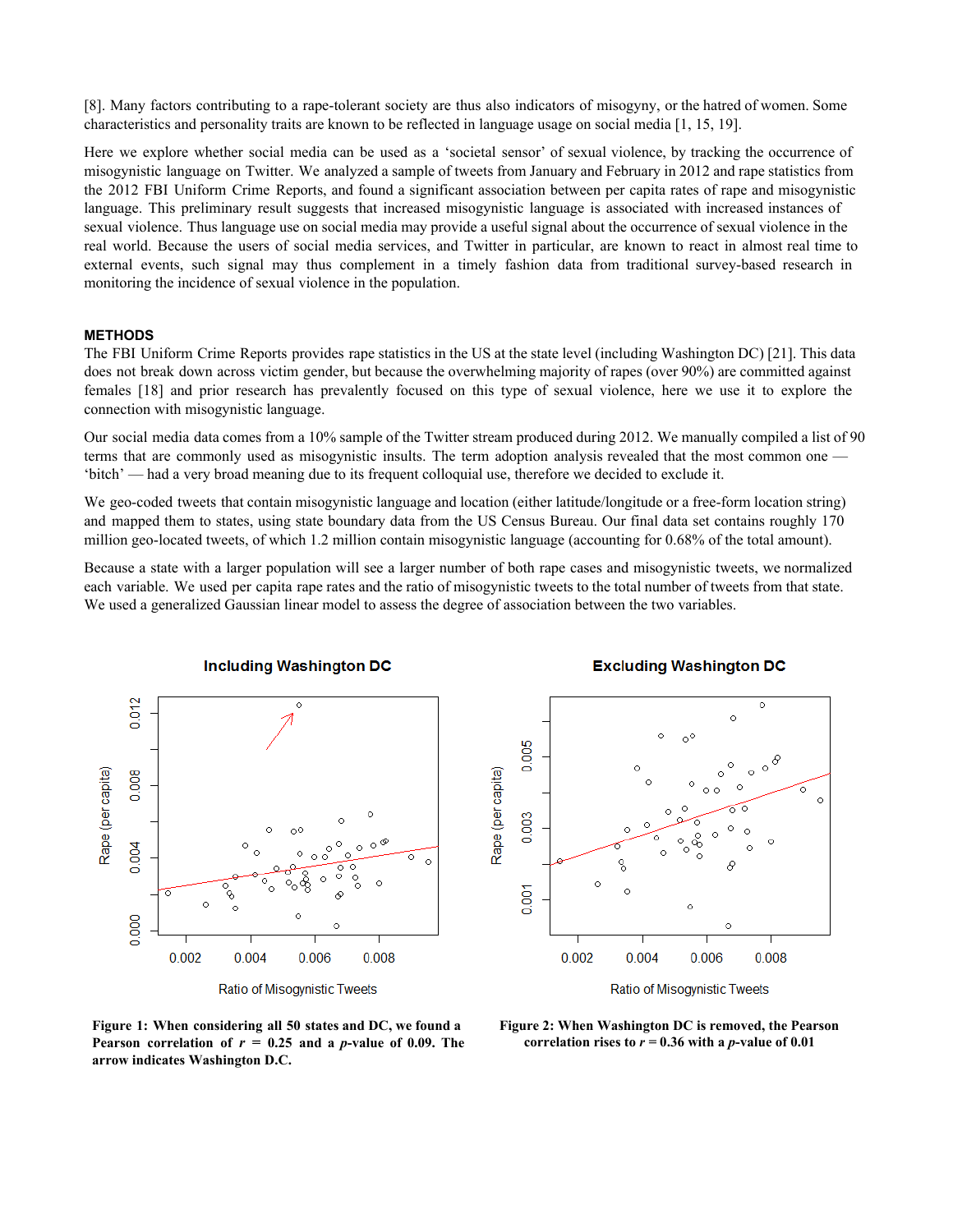[8]. Many factors contributing to a rape-tolerant society are thus also indicators of misogyny, or the hatred of women. Some characteristics and personality traits are known to be reflected in language usage on social media [1, 15, 19].

Here we explore whether social media can be used as a 'societal sensor' of sexual violence, by tracking the occurrence of misogynistic language on Twitter. We analyzed a sample of tweets from January and February in 2012 and rape statistics from the 2012 FBI Uniform Crime Reports, and found a significant association between per capita rates of rape and misogynistic language. This preliminary result suggests that increased misogynistic language is associated with increased instances of sexual violence. Thus language use on social media may provide a useful signal about the occurrence of sexual violence in the real world. Because the users of social media services, and Twitter in particular, are known to react in almost real time to external events, such signal may thus complement in a timely fashion data from traditional survey-based research in monitoring the incidence of sexual violence in the population.

## METHODS

The FBI Uniform Crime Reports provides rape statistics in the US at the state level (including Washington DC) [21]. This data does not break down across victim gender, but because the overwhelming majority of rapes (over 90%) are committed against females [18] and prior research has prevalently focused on this type of sexual violence, here we use it to explore the connection with misogynistic language.

Our social media data comes from a 10% sample of the Twitter stream produced during 2012. We manually compiled a list of 90 terms that are commonly used as misogynistic insults. The term adoption analysis revealed that the most common one — 'bitch' — had a very broad meaning due to its frequent colloquial use, therefore we decided to exclude it.

We geo-coded tweets that contain misogynistic language and location (either latitude/longitude or a free-form location string) and mapped them to states, using state boundary data from the US Census Bureau. Our final data set contains roughly 170 million geo-located tweets, of which 1.2 million contain misogynistic language (accounting for 0.68% of the total amount).

Because a state with a larger population will see a larger number of both rape cases and misogynistic tweets, we normalized each variable. We used per capita rape rates and the ratio of misogynistic tweets to the total number of tweets from that state. We used a generalized Gaussian linear model to assess the degree of association between the two variables.

**Figure 1: When considering all 50 states and DC, we found a Pearson correlation of $r$ = 0.25 and a $p$-value of 0.09. The arrow indicates Washington D.C.**

**Figure 2: When Washington DC is removed, the Pearson correlation rises to $r$ = 0.36 with a $p$-value of 0.01**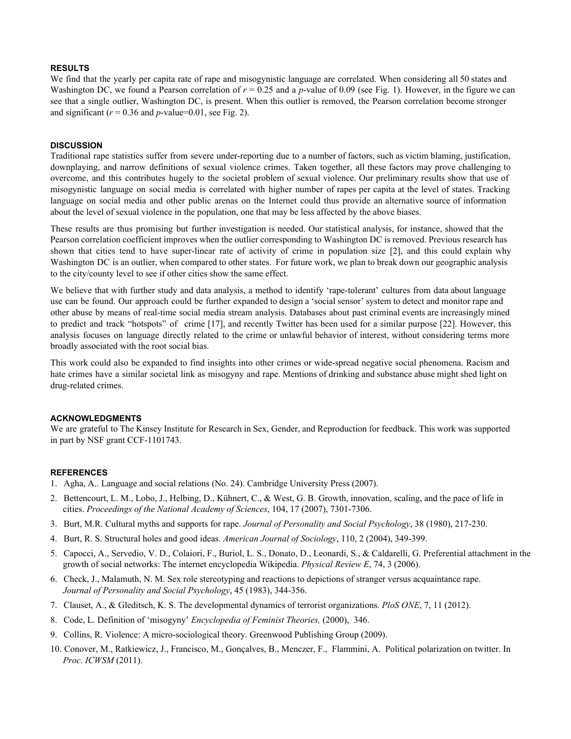## RESULTS

We find that the yearly per capita rate of rape and misogynistic language are correlated. When considering all 50 states and Washington DC, we found a Pearson correlation of $r = 0.25$ and a $p$-value of 0.09 (see Fig. 1). However, in the figure we can see that a single outlier, Washington DC, is present. When this outlier is removed, the Pearson correlation become stronger and significant ($r = 0.36$ and $p$-value=0.01, see Fig. 2).

## DISCUSSION

Traditional rape statistics suffer from severe under-reporting due to a number of factors, such as victim blaming, justification, downplaying, and narrow definitions of sexual violence crimes. Taken together, all these factors may prove challenging to overcome, and this contributes hugely to the societal problem of sexual violence. Our preliminary results show that use of misogynistic language on social media is correlated with higher number of rapes per capita at the level of states. Tracking language on social media and other public arenas on the Internet could thus provide an alternative source of information about the level of sexual violence in the population, one that may be less affected by the above biases.

These results are thus promising but further investigation is needed. Our statistical analysis, for instance, showed that the Pearson correlation coefficient improves when the outlier corresponding to Washington DC is removed. Previous research has shown that cities tend to have super-linear rate of activity of crime in population size [2], and this could explain why Washington DC is an outlier, when compared to other states. For future work, we plan to break down our geographic analysis to the city/county level to see if other cities show the same effect.

We believe that with further study and data analysis, a method to identify 'rape-tolerant' cultures from data about language use can be found. Our approach could be further expanded to design a 'social sensor' system to detect and monitor rape and other abuse by means of real-time social media stream analysis. Databases about past criminal events are increasingly mined to predict and track "hotspots" of crime [17], and recently Twitter has been used for a similar purpose [22]. However, this analysis focuses on language directly related to the crime or unlawful behavior of interest, without considering terms more broadly associated with the root social bias.

This work could also be expanded to find insights into other crimes or wide-spread negative social phenomena. Racism and hate crimes have a similar societal link as misogyny and rape. Mentions of drinking and substance abuse might shed light on drug-related crimes.

## ACKNOWLEDGMENTS

We are grateful to The Kinsey Institute for Research in Sex, Gender, and Reproduction for feedback. This work was supported in part by NSF grant CCF-1101743.

## REFERENCES

1. Agha, A.. Language and social relations (No. 24). Cambridge University Press (2007).
2. Bettencourt, L. M., Lobo, J., Helbing, D., Kühnert, C., & West, G. B. Growth, innovation, scaling, and the pace of life in cities. *Proceedings of the National Academy of Sciences*, 104, 17 (2007), 7301-7306.
3. Burt, M.R. Cultural myths and supports for rape. *Journal of Personality and Social Psychology*, 38 (1980), 217-230.
4. Burt, R. S. Structural holes and good ideas. *American Journal of Sociology*, 110, 2 (2004), 349-399.
5. Capocci, A., Servedio, V. D., Colaiori, F., Buriol, L. S., Donato, D., Leonardi, S., & Caldarelli, G. Preferential attachment in the growth of social networks: The internet encyclopedia Wikipedia. *Physical Review E*, 74, 3 (2006).
6. Check, J., Malamuth, N. M. Sex role stereotyping and reactions to depictions of stranger versus acquaintance rape. *Journal of Personality and Social Psychology*, 45 (1983), 344-356.
7. Clauset, A., & Gleditsch, K. S. The developmental dynamics of terrorist organizations. *PloS ONE*, 7, 11 (2012).
8. Code, L. Definition of 'misogyny' *Encyclopedia of Feminist Theories,* (2000), 346.
9. Collins, R. Violence: A micro-sociological theory. Greenwood Publishing Group (2009).
10. Conover, M., Ratkiewicz, J., Francisco, M., Gonçalves, B., Menczer, F., Flammini, A. Political polarization on twitter. In *Proc*. *ICWSM* (2011).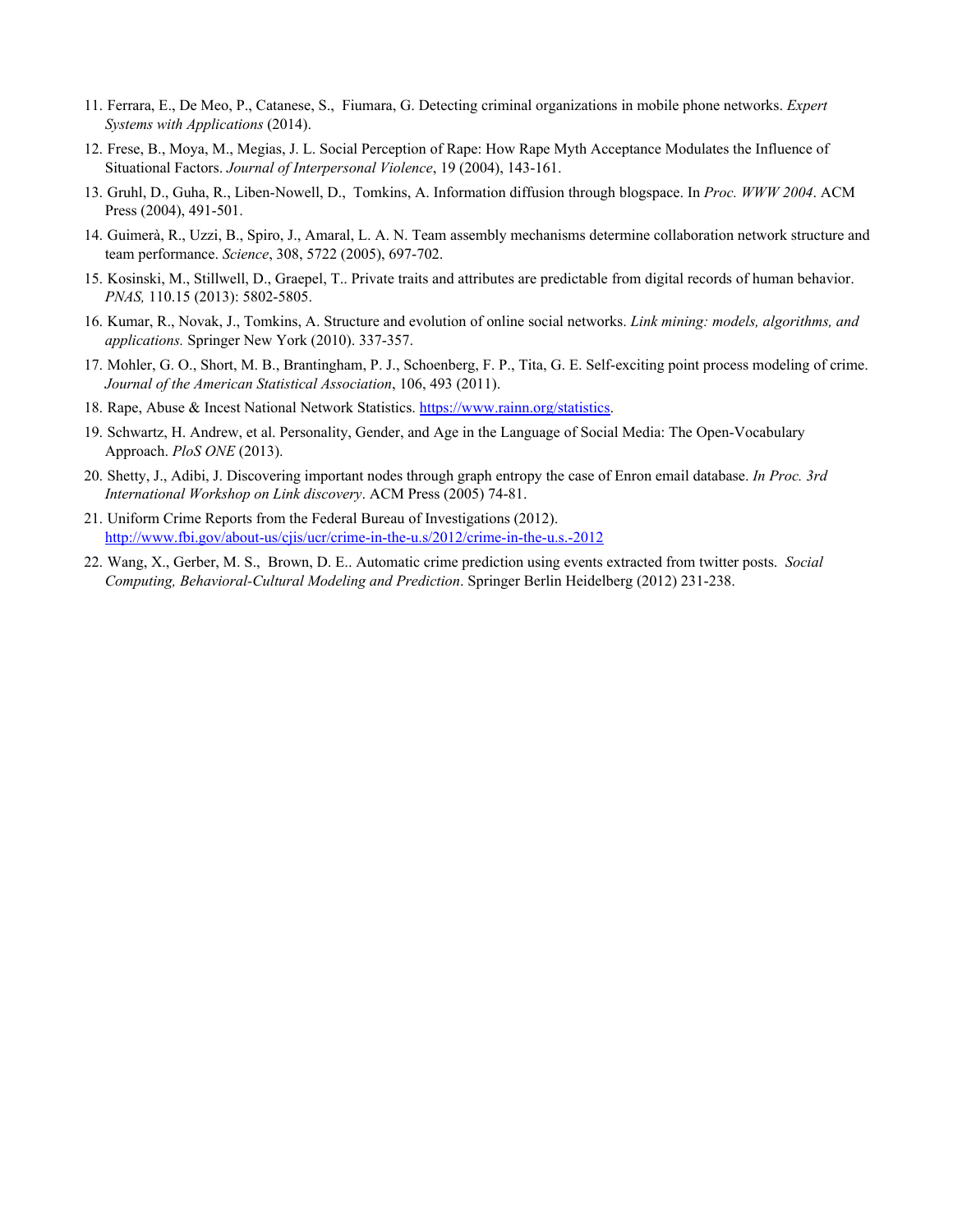11. Ferrara, E., De Meo, P., Catanese, S., Fiumara, G. Detecting criminal organizations in mobile phone networks. *Expert Systems with Applications* (2014).
12. Frese, B., Moya, M., Megias, J. L. Social Perception of Rape: How Rape Myth Acceptance Modulates the Influence of Situational Factors. *Journal of Interpersonal Violence*, 19 (2004), 143-161.
13. Gruhl, D., Guha, R., Liben-Nowell, D., Tomkins, A. Information diffusion through blogspace. In *Proc. WWW 2004*. ACM Press (2004), 491-501.
14. Guimerà, R., Uzzi, B., Spiro, J., Amaral, L. A. N. Team assembly mechanisms determine collaboration network structure and team performance. *Science*, 308, 5722 (2005), 697-702.
15. Kosinski, M., Stillwell, D., Graepel, T.. Private traits and attributes are predictable from digital records of human behavior. *PNAS,* 110.15 (2013): 5802-5805.
16. Kumar, R., Novak, J., Tomkins, A. Structure and evolution of online social networks. *Link mining: models, algorithms, and applications.* Springer New York (2010). 337-357.
17. Mohler, G. O., Short, M. B., Brantingham, P. J., Schoenberg, F. P., Tita, G. E. Self-exciting point process modeling of crime. *Journal of the American Statistical Association*, 106, 493 (2011).
18. Rape, Abuse & Incest National Network Statistics. https://www.rainn.org/statistics.
19. Schwartz, H. Andrew, et al. Personality, Gender, and Age in the Language of Social Media: The Open-Vocabulary Approach. *PloS ONE* (2013).
20. Shetty, J., Adibi, J. Discovering important nodes through graph entropy the case of Enron email database. *In Proc. 3rd International Workshop on Link discovery*. ACM Press (2005) 74-81.
21. Uniform Crime Reports from the Federal Bureau of Investigations (2012). http://www.fbi.gov/about-us/cjis/ucr/crime-in-the-u.s/2012/crime-in-the-u.s.-2012
22. Wang, X., Gerber, M. S., Brown, D. E.. Automatic crime prediction using events extracted from twitter posts. *Social Computing, Behavioral-Cultural Modeling and Prediction*. Springer Berlin Heidelberg (2012) 231-238.